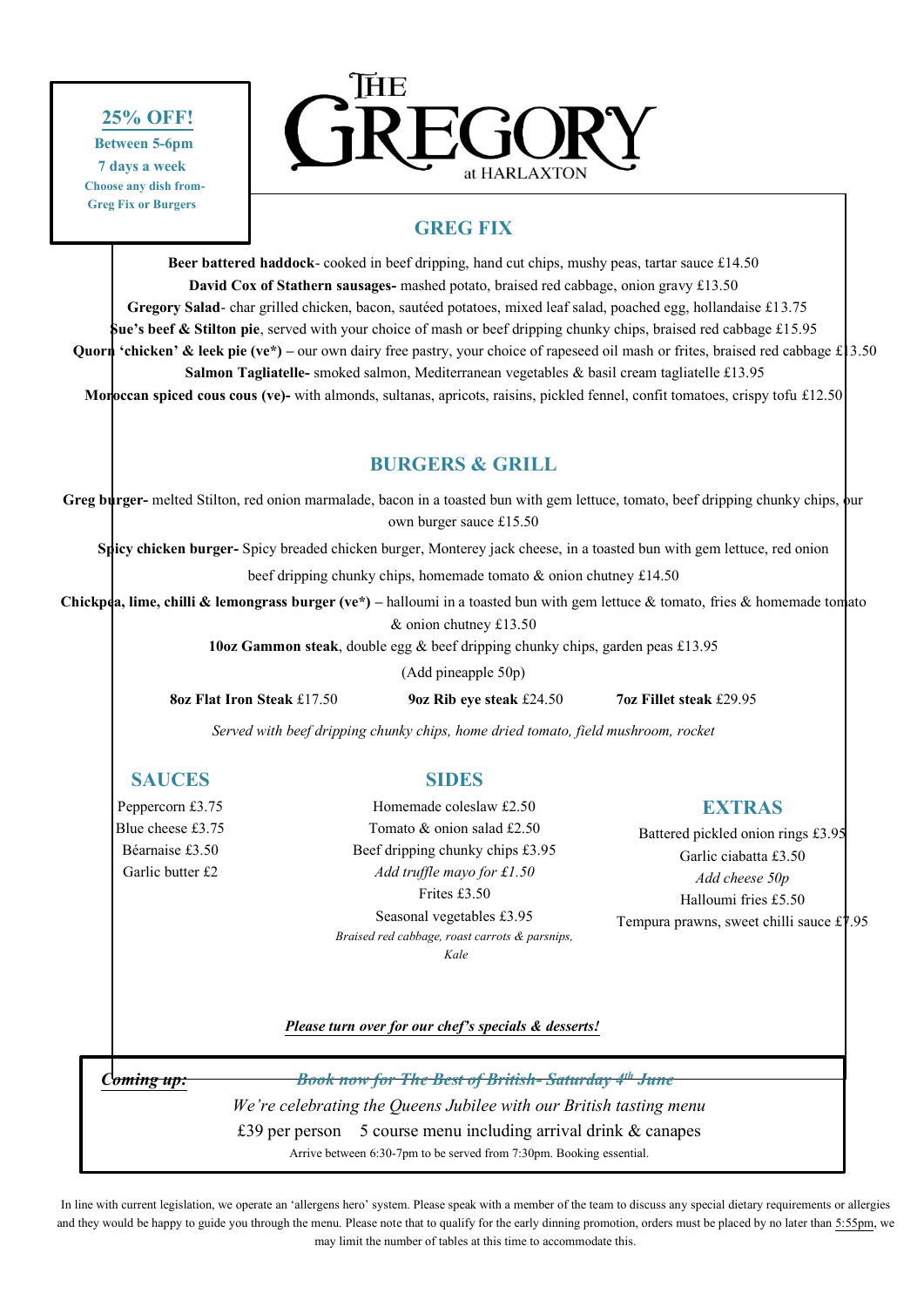**25% OFF!**

**Between 5-6pm**

**7 days a week**

**Choose any dish from- Greg Fix or Burgers**

# THE GREGORY at HARLAXTON

## GREG FIX

**Beer battered haddock**- cooked in beef dripping, hand cut chips, mushy peas, tartar sauce £14.50

**David Cox of Stathern sausages-** mashed potato, braised red cabbage, onion gravy £13.50

**Gregory Salad**- char grilled chicken, bacon, sautéed potatoes, mixed leaf salad, poached egg, hollandaise £13.75

**Sue's beef & Stilton pie**, served with your choice of mash or beef dripping chunky chips, braised red cabbage £15.95

**Quorn 'chicken' & leek pie (ve\*)** – our own dairy free pastry, your choice of rapeseed oil mash or frites, braised red cabbage £13.50

**Salmon Tagliatelle-** smoked salmon, Mediterranean vegetables & basil cream tagliatelle £13.95

**Moroccan spiced cous cous (ve)-** with almonds, sultanas, apricots, raisins, pickled fennel, confit tomatoes, crispy tofu £12.50

## BURGERS & GRILL

**Greg burger-** melted Stilton, red onion marmalade, bacon in a toasted bun with gem lettuce, tomato, beef dripping chunky chips, our own burger sauce £15.50

**Spicy chicken burger-** Spicy breaded chicken burger, Monterey jack cheese, in a toasted bun with gem lettuce, red onion beef dripping chunky chips, homemade tomato & onion chutney £14.50

**Chickpea, lime, chilli & lemongrass burger (ve\*)** – halloumi in a toasted bun with gem lettuce & tomato, fries & homemade tomato & onion chutney £13.50

**10oz Gammon steak**, double egg & beef dripping chunky chips, garden peas £13.95

(Add pineapple 50p)

**8oz Flat Iron Steak** £17.50 **9oz Rib eye steak** £24.50 **7oz Fillet steak** £29.95

*Served with beef dripping chunky chips, home dried tomato, field mushroom, rocket*

## SAUCES

Peppercorn £3.75

Blue cheese £3.75

Béarnaise £3.50

Garlic butter £2

## SIDES

Homemade coleslaw £2.50

Tomato & onion salad £2.50

Beef dripping chunky chips £3.95

*Add truffle mayo for £1.50*

Frites £3.50

Seasonal vegetables £3.95

*Braised red cabbage, roast carrots & parsnips, Kale*

## EXTRAS

Battered pickled onion rings £3.95

Garlic ciabatta £3.50

*Add cheese 50p*

Halloumi fries £5.50

Tempura prawns, sweet chilli sauce £7.95

***Please turn over for our chef's specials & desserts!***

***~~Coming up:~~*** ***~~Book now for The Best of British- Saturday 4th June~~***

*We're celebrating the Queens Jubilee with our British tasting menu*

£39 per person 5 course menu including arrival drink & canapes

Arrive between 6:30-7pm to be served from 7:30pm. Booking essential.

In line with current legislation, we operate an 'allergens hero' system. Please speak with a member of the team to discuss any special dietary requirements or allergies and they would be happy to guide you through the menu. Please note that to qualify for the early dinning promotion, orders must be placed by no later than 5:55pm, we may limit the number of tables at this time to accommodate this.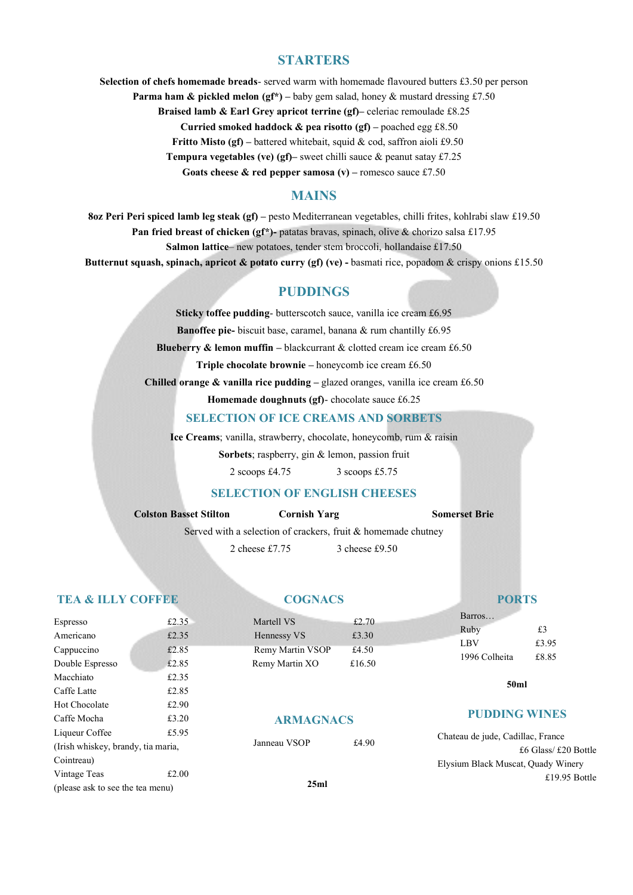## STARTERS

**Selection of chefs homemade breads**- served warm with homemade flavoured butters £3.50 per person

**Parma ham & pickled melon (gf*) –** baby gem salad, honey & mustard dressing £7.50

**Braised lamb & Earl Grey apricot terrine (gf)–** celeriac remoulade £8.25

**Curried smoked haddock & pea risotto (gf) –** poached egg £8.50

**Fritto Misto (gf) –** battered whitebait, squid & cod, saffron aioli £9.50

**Tempura vegetables (ve) (gf)–** sweet chilli sauce & peanut satay £7.25

**Goats cheese & red pepper samosa (v) –** romesco sauce £7.50

## MAINS

**8oz Peri Peri spiced lamb leg steak (gf) –** pesto Mediterranean vegetables, chilli frites, kohlrabi slaw £19.50

**Pan fried breast of chicken (gf*)-** patatas bravas, spinach, olive & chorizo salsa £17.95

**Salmon lattice**– new potatoes, tender stem broccoli, hollandaise £17.50

**Butternut squash, spinach, apricot & potato curry (gf) (ve) -** basmati rice, popadom & crispy onions £15.50

## PUDDINGS

**Sticky toffee pudding**- butterscotch sauce, vanilla ice cream £6.95

**Banoffee pie-** biscuit base, caramel, banana & rum chantilly £6.95

**Blueberry & lemon muffin –** blackcurrant & clotted cream ice cream £6.50

**Triple chocolate brownie –** honeycomb ice cream £6.50

**Chilled orange & vanilla rice pudding –** glazed oranges, vanilla ice cream £6.50

**Homemade doughnuts (gf)**- chocolate sauce £6.25

## SELECTION OF ICE CREAMS AND SORBETS

**Ice Creams**; vanilla, strawberry, chocolate, honeycomb, rum & raisin

**Sorbets**; raspberry, gin & lemon, passion fruit

2 scoops £4.75 3 scoops £5.75

## SELECTION OF ENGLISH CHEESES

**Colston Basset Stilton** **Cornish Yarg** **Somerset Brie**

Served with a selection of crackers, fruit & homemade chutney

2 cheese £7.75 3 cheese £9.50

## TEA & ILLY COFFEE

| | |
|---|---|
| Espresso | £2.35 |
| Americano | £2.35 |
| Cappuccino | £2.85 |
| Double Espresso | £2.85 |
| Macchiato | £2.35 |
| Caffe Latte | £2.85 |
| Hot Chocolate | £2.90 |
| Caffe Mocha | £3.20 |
| Liqueur Coffee (Irish whiskey, brandy, tia maria, Cointreau) | £5.95 |
| Vintage Teas (please ask to see the tea menu) | £2.00 |

## COGNACS

| | |
|---|---|
| Martell VS | £2.70 |
| Hennessy VS | £3.30 |
| Remy Martin VSOP | £4.50 |
| Remy Martin XO | £16.50 |

## ARMAGNACS

| | |
|---|---|
| Janneau VSOP | £4.90 |

25ml

## PORTS

Barros…

| | |
|---|---|
| Ruby | £3 |
| LBV | £3.95 |
| 1996 Colheita | £8.85 |

50ml

## PUDDING WINES

Chateau de jude, Cadillac, France
£6 Glass/ £20 Bottle

Elysium Black Muscat, Quady Winery
£19.95 Bottle